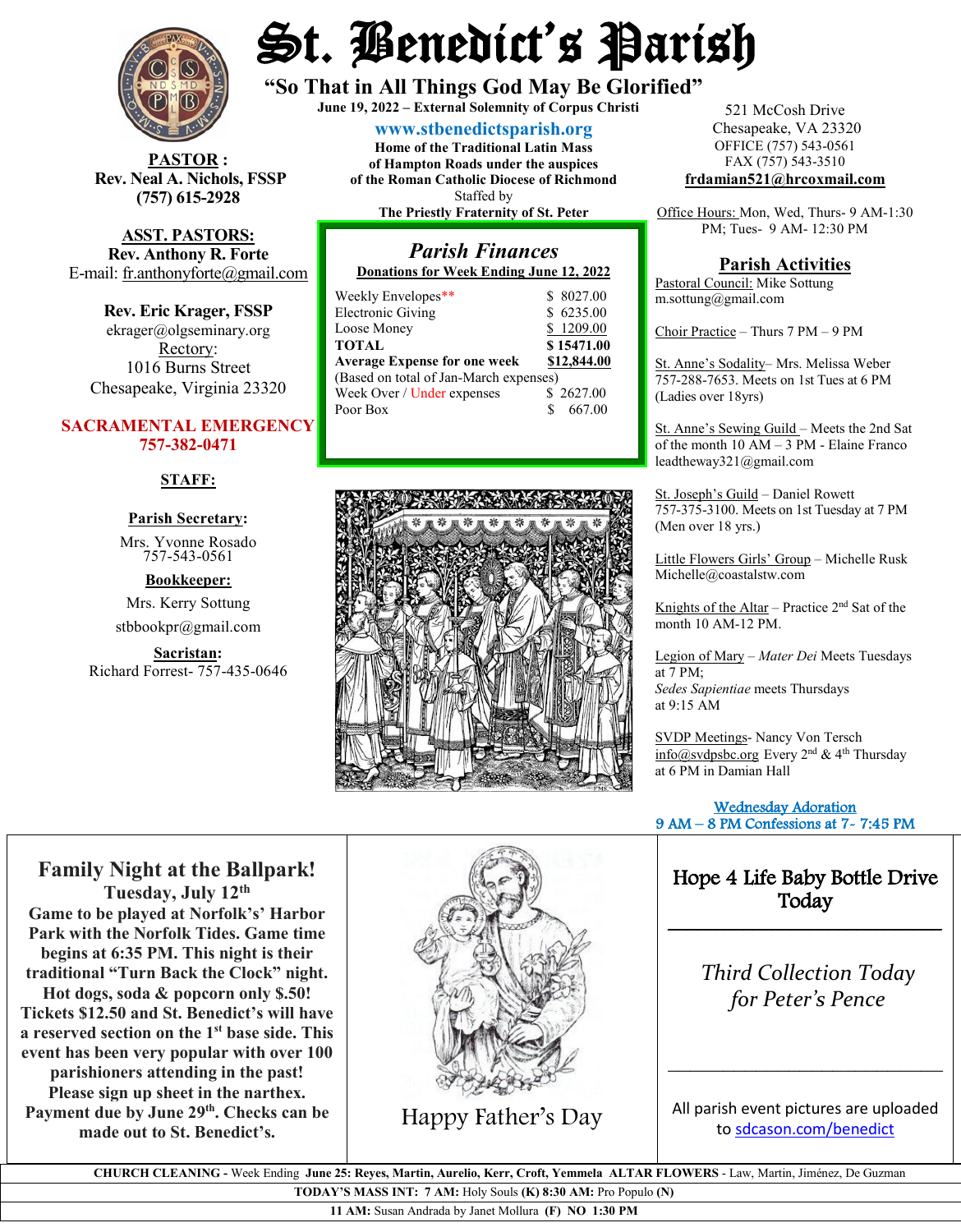# St. Benedict's Parish

**"So That in All Things God May Be Glorified"**

**June 19, 2022 – External Solemnity of Corpus Christi**

**www.stbenedictsparish.org**

**Home of the Traditional Latin Mass of Hampton Roads under the auspices of the Roman Catholic Diocese of Richmond**

Staffed by **The Priestly Fraternity of St. Peter**

521 McCosh Drive
Chesapeake, VA 23320
OFFICE (757) 543-0561
FAX (757) 543-3510
**frdamian521@hrcoxmail.com**

Office Hours: Mon, Wed, Thurs- 9 AM-1:30 PM; Tues- 9 AM- 12:30 PM

**PASTOR:**
**Rev. Neal A. Nichols, FSSP**
**(757) 615-2928**

**ASST. PASTORS:**
**Rev. Anthony R. Forte**
E-mail: fr.anthonyforte@gmail.com

**Rev. Eric Krager, FSSP**
ekrager@olgseminary.org

Rectory:
1016 Burns Street
Chesapeake, Virginia 23320

**SACRAMENTAL EMERGENCY**
**757-382-0471**

**STAFF:**

**Parish Secretary:**
Mrs. Yvonne Rosado
757-543-0561

**Bookkeeper:**
Mrs. Kerry Sottung
stbbookpr@gmail.com

**Sacristan:**
Richard Forrest- 757-435-0646

## *Parish Finances*

**Donations for Week Ending June 12, 2022**

| | |
|---|---|
| Weekly Envelopes** | $ 8027.00 |
| Electronic Giving | $ 6235.00 |
| Loose Money | $ 1209.00 |
| **TOTAL** | **$ 15471.00** |
| **Average Expense for one week** | **$12,844.00** |
| (Based on total of Jan-March expenses) | |
| Week Over / Under expenses | $ 2627.00 |
| Poor Box | $ 667.00 |

## Parish Activities

Pastoral Council: Mike Sottung
m.sottung@gmail.com

Choir Practice – Thurs 7 PM – 9 PM

St. Anne's Sodality– Mrs. Melissa Weber 757-288-7653. Meets on 1st Tues at 6 PM (Ladies over 18yrs)

St. Anne's Sewing Guild – Meets the 2nd Sat of the month 10 AM – 3 PM - Elaine Franco leadtheway321@gmail.com

St. Joseph's Guild – Daniel Rowett 757-375-3100. Meets on 1st Tuesday at 7 PM (Men over 18 yrs.)

Little Flowers Girls' Group – Michelle Rusk Michelle@coastalstw.com

Knights of the Altar – Practice 2nd Sat of the month 10 AM-12 PM.

Legion of Mary – *Mater Dei* Meets Tuesdays at 7 PM;
*Sedes Sapientiae* meets Thursdays at 9:15 AM

SVDP Meetings- Nancy Von Tersch info@svdpsbc.org Every 2nd & 4th Thursday at 6 PM in Damian Hall

Wednesday Adoration
9 AM – 8 PM Confessions at 7- 7:45 PM

## Family Night at the Ballpark!

**Tuesday, July 12th**

**Game to be played at Norfolk's' Harbor Park with the Norfolk Tides. Game time begins at 6:35 PM. This night is their traditional "Turn Back the Clock" night. Hot dogs, soda & popcorn only $.50! Tickets $12.50 and St. Benedict's will have a reserved section on the 1st base side. This event has been very popular with over 100 parishioners attending in the past! Please sign up sheet in the narthex. Payment due by June 29th. Checks can be made out to St. Benedict's.**

Happy Father's Day

Hope 4 Life Baby Bottle Drive Today

*Third Collection Today for Peter's Pence*

All parish event pictures are uploaded to sdcason.com/benedict

**CHURCH CLEANING** - Week Ending **June 25: Reyes, Martin, Aurelio, Kerr, Croft, Yemmela** **ALTAR FLOWERS** - Law, Martin, Jiménez, De Guzman

**TODAY'S MASS INT: 7 AM:** Holy Souls **(K) 8:30 AM:** Pro Populo **(N)**

**11 AM:** Susan Andrada by Janet Mollura **(F) NO 1:30 PM**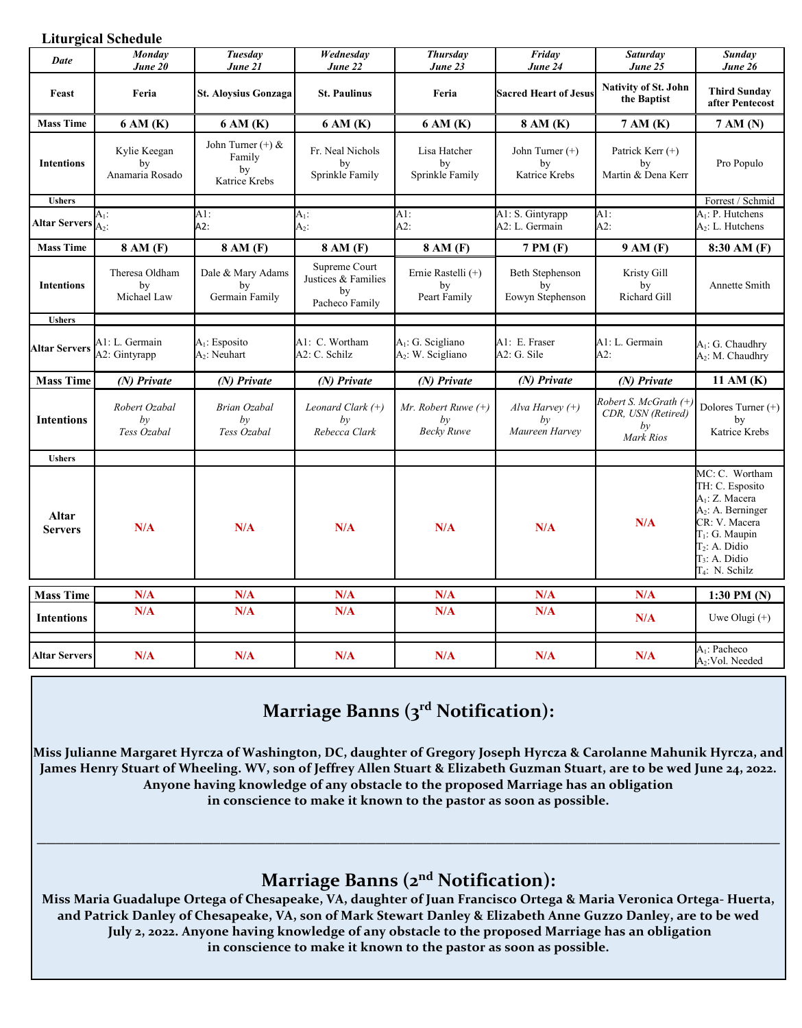**Liturgical Schedule**

| Date | *Monday June 20* | *Tuesday June 21* | *Wednesday June 22* | *Thursday June 23* | *Friday June 24* | *Saturday June 25* | *Sunday June 26* |
|---|---|---|---|---|---|---|---|
| **Feast** | **Feria** | **St. Aloysius Gonzaga** | **St. Paulinus** | **Feria** | **Sacred Heart of Jesus** | **Nativity of St. John the Baptist** | **Third Sunday after Pentecost** |
| **Mass Time** | **6 AM (K)** | **6 AM (K)** | **6 AM (K)** | **6 AM (K)** | **8 AM (K)** | **7 AM (K)** | **7 AM (N)** |
| **Intentions** | Kylie Keegan by Anamaria Rosado | John Turner (+) & Family by Katrice Krebs | Fr. Neal Nichols by Sprinkle Family | Lisa Hatcher by Sprinkle Family | John Turner (+) by Katrice Krebs | Patrick Kerr (+) by Martin & Dena Kerr | Pro Populo |
| **Ushers** | | | | | | | Forrest / Schmid |
| **Altar Servers** | $A_1$: $A_2$: | A1: A2: | $A_1$: $A_2$: | A1: A2: | A1: S. Gintyrapp A2: L. Germain | A1: A2: | $A_1$: P. Hutchens $A_2$: L. Hutchens |
| **Mass Time** | **8 AM (F)** | **8 AM (F)** | **8 AM (F)** | **8 AM (F)** | **7 PM (F)** | **9 AM (F)** | **8:30 AM (F)** |
| **Intentions** | Theresa Oldham by Michael Law | Dale & Mary Adams by Germain Family | Supreme Court Justices & Families by Pacheco Family | Ernie Rastelli (+) by Peart Family | Beth Stephenson by Eowyn Stephenson | Kristy Gill by Richard Gill | Annette Smith |
| **Ushers** | | | | | | | |
| **Altar Servers** | A1: L. Germain A2: Gintyrapp | $A_1$: Esposito $A_2$: Neuhart | A1: C. Wortham A2: C. Schilz | $A_1$: G. Scigliano $A_2$: W. Scigliano | A1: E. Fraser A2: G. Sile | A1: L. Germain A2: | $A_1$: G. Chaudhry $A_2$: M. Chaudhry |
| **Mass Time** | ***(N) Private*** | ***(N) Private*** | ***(N) Private*** | ***(N) Private*** | ***(N) Private*** | ***(N) Private*** | **11 AM (K)** |
| **Intentions** | *Robert Ozabal by Tess Ozabal* | *Brian Ozabal by Tess Ozabal* | *Leonard Clark (+) by Rebecca Clark* | *Mr. Robert Ruwe (+) by Becky Ruwe* | *Alva Harvey (+) by Maureen Harvey* | *Robert S. McGrath (+) CDR, USN (Retired) by Mark Rios* | Dolores Turner (+) by Katrice Krebs |
| **Ushers** | | | | | | | |
| **Altar Servers** | **N/A** | **N/A** | **N/A** | **N/A** | **N/A** | **N/A** | MC: C. Wortham TH: C. Esposito $A_1$: Z. Macera $A_2$: A. Berninger CR: V. Macera $T_1$: G. Maupin $T_2$: A. Didio $T_3$: A. Didio $T_4$: N. Schilz |
| **Mass Time** | **N/A** | **N/A** | **N/A** | **N/A** | **N/A** | **N/A** | **1:30 PM (N)** |
| **Intentions** | **N/A** | **N/A** | **N/A** | **N/A** | **N/A** | **N/A** | Uwe Olugi (+) |
| **Altar Servers** | **N/A** | **N/A** | **N/A** | **N/A** | **N/A** | **N/A** | $A_1$: Pacheco $A_2$:Vol. Needed |

## Marriage Banns (3rd Notification):

**Miss Julianne Margaret Hyrcza of Washington, DC, daughter of Gregory Joseph Hyrcza & Carolanne Mahunik Hyrcza, and James Henry Stuart of Wheeling. WV, son of Jeffrey Allen Stuart & Elizabeth Guzman Stuart, are to be wed June 24, 2022. Anyone having knowledge of any obstacle to the proposed Marriage has an obligation in conscience to make it known to the pastor as soon as possible.**

---

## Marriage Banns (2nd Notification):

**Miss Maria Guadalupe Ortega of Chesapeake, VA, daughter of Juan Francisco Ortega & Maria Veronica Ortega- Huerta, and Patrick Danley of Chesapeake, VA, son of Mark Stewart Danley & Elizabeth Anne Guzzo Danley, are to be wed July 2, 2022. Anyone having knowledge of any obstacle to the proposed Marriage has an obligation in conscience to make it known to the pastor as soon as possible.**